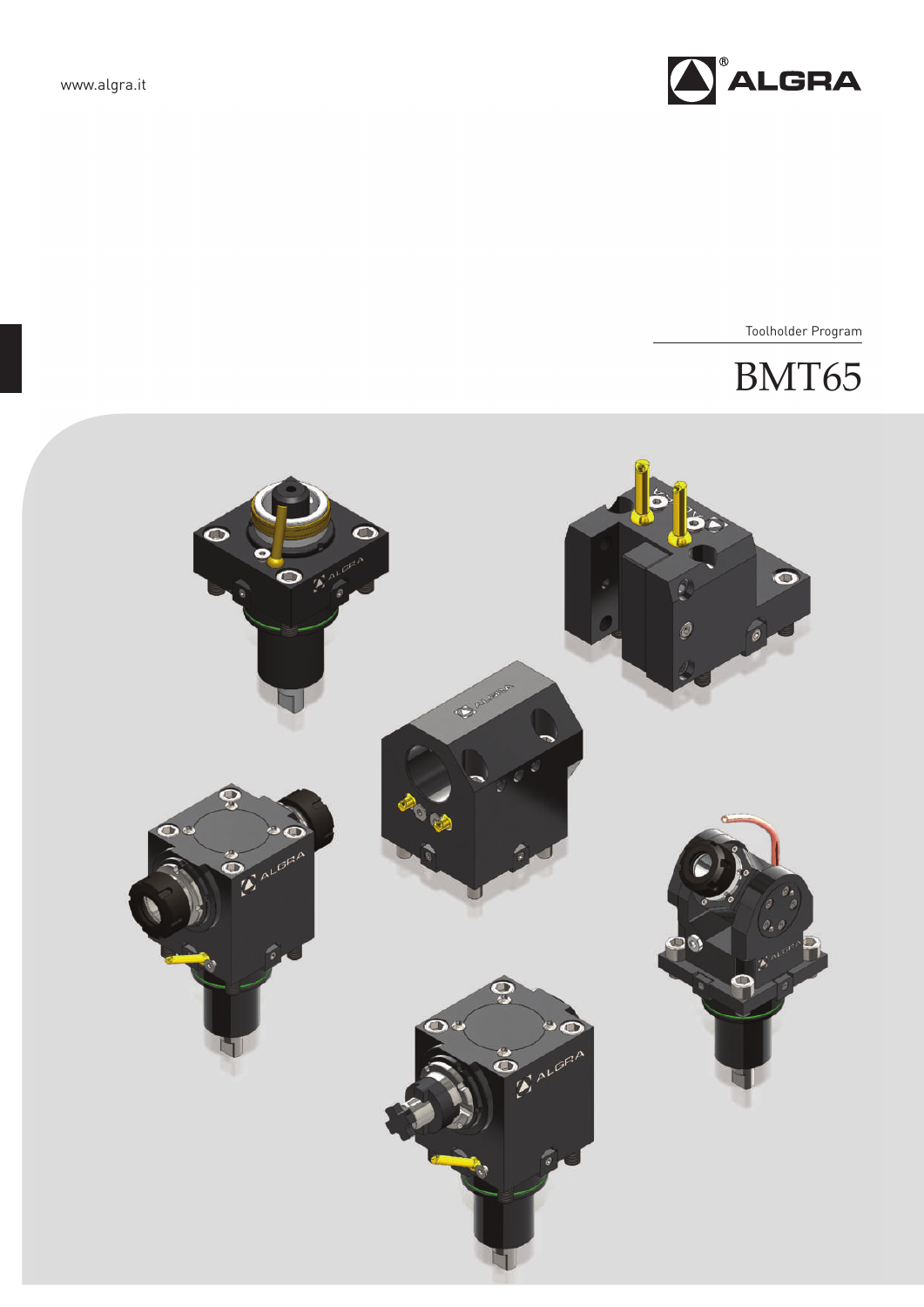www.algra.it

ALGRA

Toolholder Program

# BMT65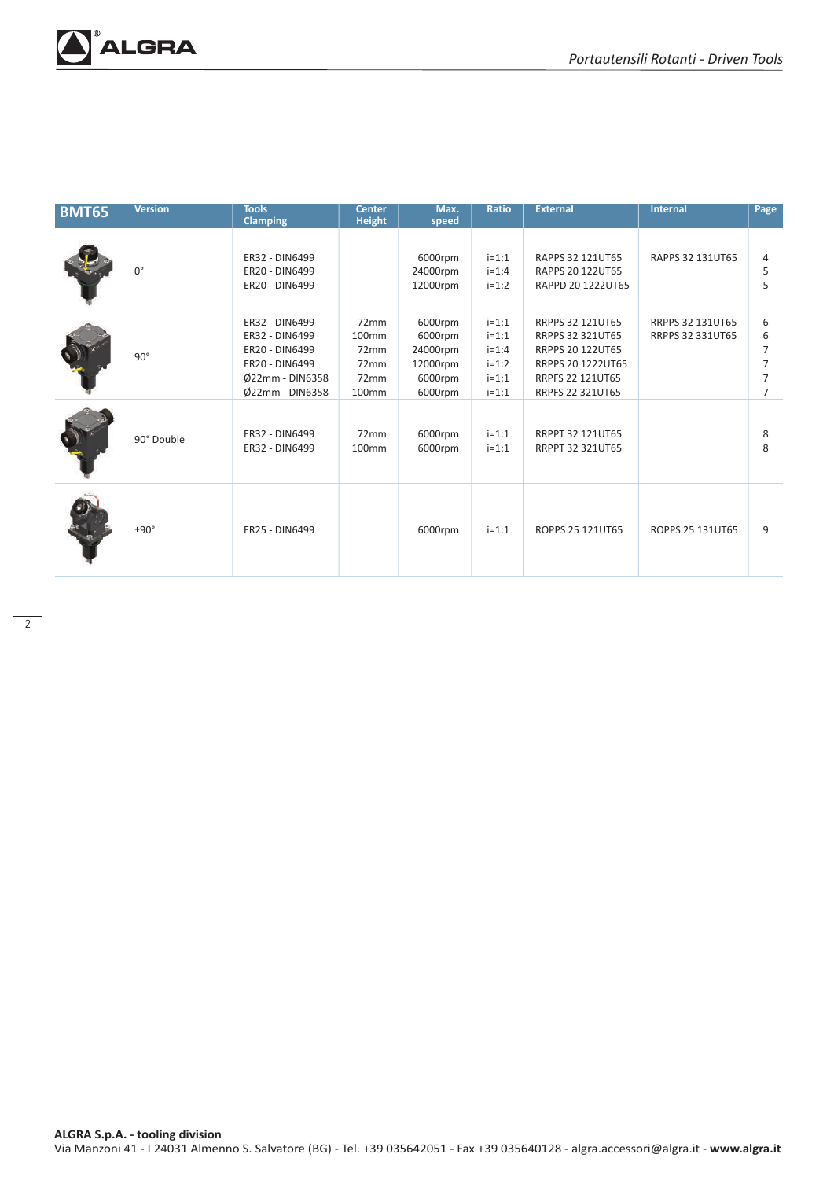| BMT65 | Version | Tools Clamping | Center Height | Max. speed | Ratio | External | Internal | Page |
|---|---|---|---|---|---|---|---|---|
| | 0° | ER32 - DIN6499 | | 6000rpm | i=1:1 | RAPPS 32 121UT65 | RAPPS 32 131UT65 | 4 |
| | | ER20 - DIN6499 | | 24000rpm | i=1:4 | RAPPS 20 122UT65 | | 5 |
| | | ER20 - DIN6499 | | 12000rpm | i=1:2 | RAPPD 20 1222UT65 | | 5 |
| | 90° | ER32 - DIN6499 | 72mm | 6000rpm | i=1:1 | RRPPS 32 121UT65 | RRPPS 32 131UT65 | 6 |
| | | ER32 - DIN6499 | 100mm | 6000rpm | i=1:1 | RRPPS 32 321UT65 | RRPPS 32 331UT65 | 6 |
| | | ER20 - DIN6499 | 72mm | 24000rpm | i=1:4 | RRPPS 20 122UT65 | | 7 |
| | | ER20 - DIN6499 | 72mm | 12000rpm | i=1:2 | RRPPS 20 1222UT65 | | 7 |
| | | Ø22mm - DIN6358 | 72mm | 6000rpm | i=1:1 | RRPFS 22 121UT65 | | 7 |
| | | Ø22mm - DIN6358 | 100mm | 6000rpm | i=1:1 | RRPFS 22 321UT65 | | 7 |
| | 90° Double | ER32 - DIN6499 | 72mm | 6000rpm | i=1:1 | RRPPT 32 121UT65 | | 8 |
| | | ER32 - DIN6499 | 100mm | 6000rpm | i=1:1 | RRPPT 32 321UT65 | | 8 |
| | ±90° | ER25 - DIN6499 | | 6000rpm | i=1:1 | ROPPS 25 121UT65 | ROPPS 25 131UT65 | 9 |

**ALGRA S.p.A. - tooling division**
Via Manzoni 41 - I 24031 Almenno S. Salvatore (BG) - Tel. +39 035642051 - Fax +39 035640128 - algra.accessori@algra.it - **www.algra.it**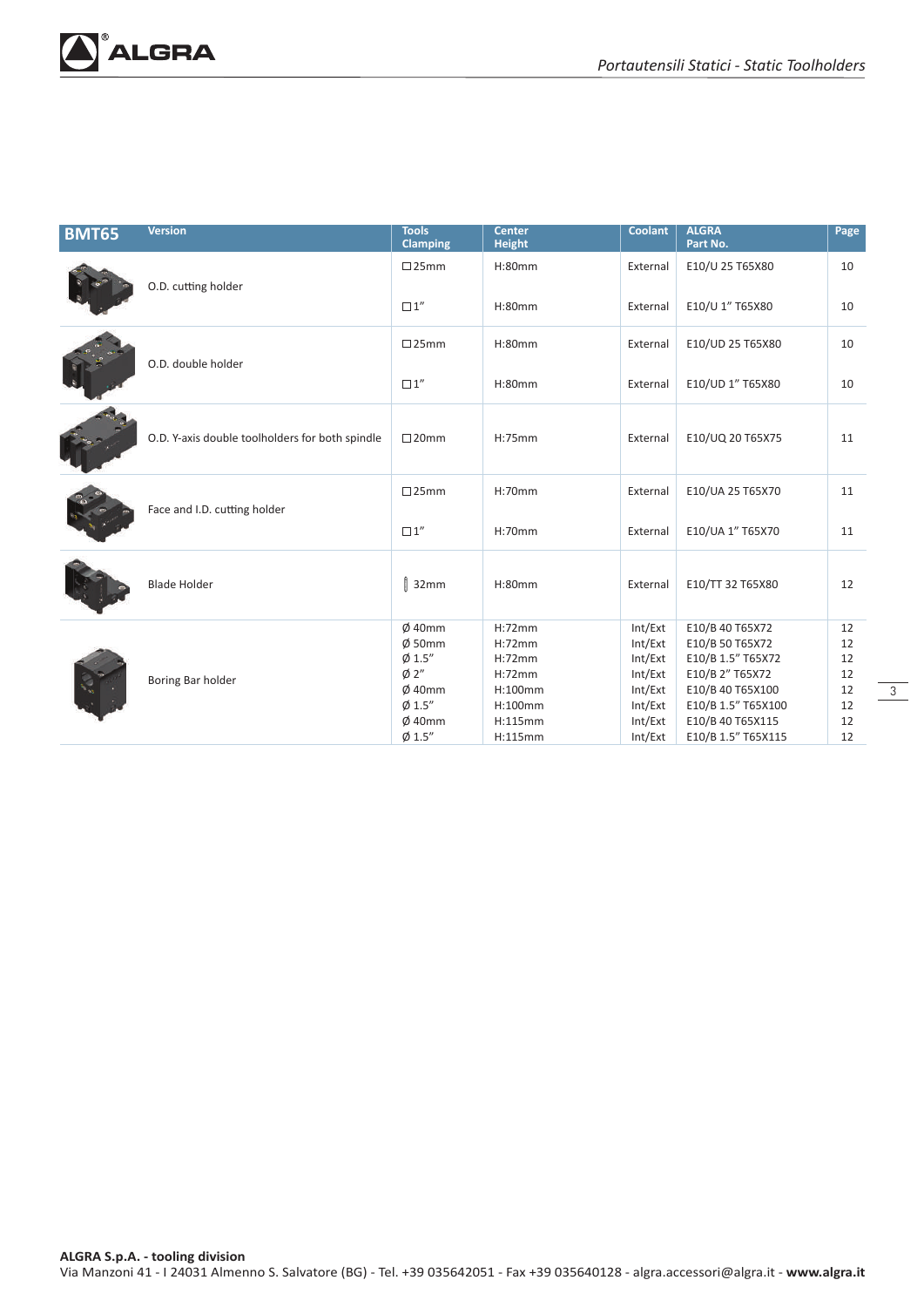| BMT65 | Version | Tools Clamping | Center Height | Coolant | ALGRA Part No. | Page |
|---|---|---|---|---|---|---|
| | O.D. cutting holder | □25mm | H:80mm | External | E10/U 25 T65X80 | 10 |
| | | □1" | H:80mm | External | E10/U 1" T65X80 | 10 |
| | O.D. double holder | □25mm | H:80mm | External | E10/UD 25 T65X80 | 10 |
| | | □1" | H:80mm | External | E10/UD 1" T65X80 | 10 |
| | O.D. Y-axis double toolholders for both spindle | □20mm | H:75mm | External | E10/UQ 20 T65X75 | 11 |
| | Face and I.D. cutting holder | □25mm | H:70mm | External | E10/UA 25 T65X70 | 11 |
| | | □1" | H:70mm | External | E10/UA 1" T65X70 | 11 |
| | Blade Holder | 32mm | H:80mm | External | E10/TT 32 T65X80 | 12 |
| | Boring Bar holder | Ø 40mm | H:72mm | Int/Ext | E10/B 40 T65X72 | 12 |
| | | Ø 50mm | H:72mm | Int/Ext | E10/B 50 T65X72 | 12 |
| | | Ø 1.5" | H:72mm | Int/Ext | E10/B 1.5" T65X72 | 12 |
| | | Ø 2" | H:72mm | Int/Ext | E10/B 2" T65X72 | 12 |
| | | Ø 40mm | H:100mm | Int/Ext | E10/B 40 T65X100 | 12 |
| | | Ø 1.5" | H:100mm | Int/Ext | E10/B 1.5" T65X100 | 12 |
| | | Ø 40mm | H:115mm | Int/Ext | E10/B 40 T65X115 | 12 |
| | | Ø 1.5" | H:115mm | Int/Ext | E10/B 1.5" T65X115 | 12 |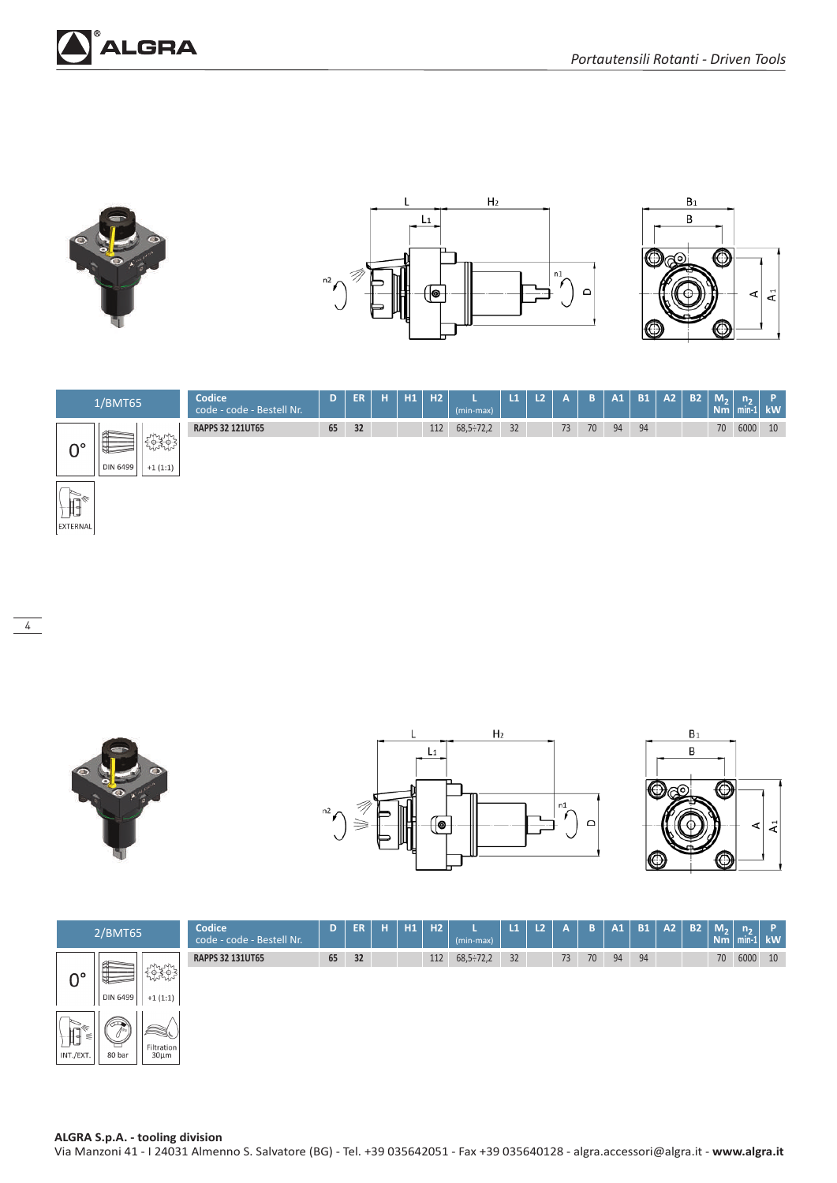## 1/BMT65

0°

DIN 6499

+1 (1:1)

EXTERNAL

| Codice<br>code - code - Bestell Nr. | D | ER | H | H1 | H2 | L<br>(min-max) | L1 | L2 | A | B | A1 | B1 | A2 | B2 | $M_2$<br>Nm | $n_2$<br>min-1 | P<br>kW |
|---|---|---|---|---|---|---|---|---|---|---|---|---|---|---|---|---|---|
| **RAPPS 32 121UT65** | 65 | 32 | | | 112 | 68,5÷72,2 | 32 | | 73 | 70 | 94 | 94 | | | 70 | 6000 | 10 |

## 2/BMT65

0°

DIN 6499

+1 (1:1)

INT./EXT.

80 bar

Filtration 30µm

| Codice<br>code - code - Bestell Nr. | D | ER | H | H1 | H2 | L<br>(min-max) | L1 | L2 | A | B | A1 | B1 | A2 | B2 | $M_2$<br>Nm | $n_2$<br>min-1 | P<br>kW |
|---|---|---|---|---|---|---|---|---|---|---|---|---|---|---|---|---|---|
| **RAPPS 32 131UT65** | 65 | 32 | | | 112 | 68,5÷72,2 | 32 | | 73 | 70 | 94 | 94 | | | 70 | 6000 | 10 |

**ALGRA S.p.A. - tooling division**
Via Manzoni 41 - I 24031 Almenno S. Salvatore (BG) - Tel. +39 035642051 - Fax +39 035640128 - algra.accessori@algra.it - **www.algra.it**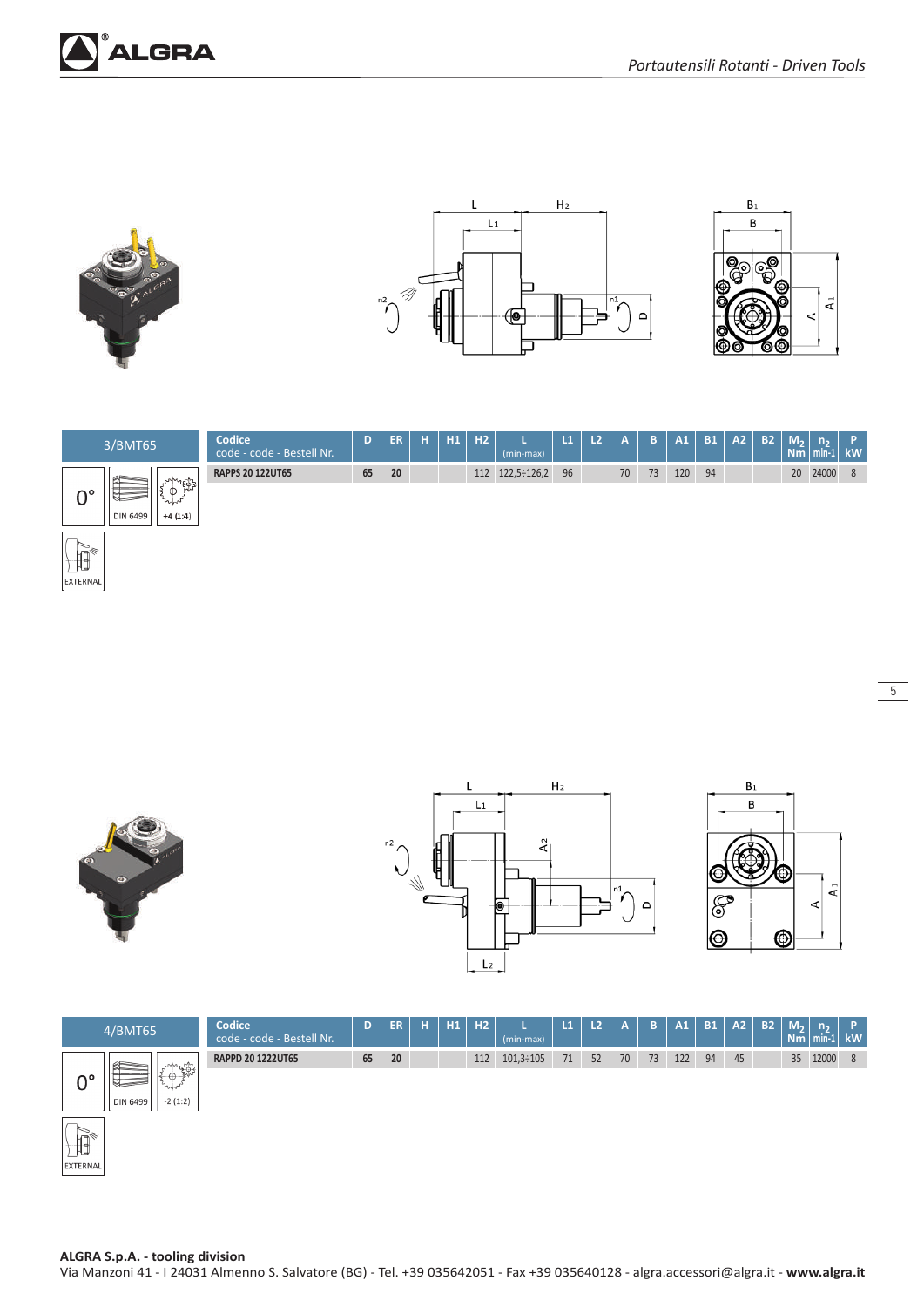| 3/BMT65 | Codice code - code - Bestell Nr. | D | ER | H | H1 | H2 | L (min-max) | L1 | L2 | A | B | A1 | B1 | A2 | B2 | $M_2$ Nm | $n_2$ min-1 | P kW |
|---|---|---|---|---|---|---|---|---|---|---|---|---|---|---|---|---|---|---|
| 0° DIN 6499 +4 (1:4) EXTERNAL | RAPPS 20 122UT65 | 65 | 20 | | | 112 | 122,5÷126,2 | 96 | | 70 | 73 | 120 | 94 | | | 20 | 24000 | 8 |

| 4/BMT65 | Codice code - code - Bestell Nr. | D | ER | H | H1 | H2 | L (min-max) | L1 | L2 | A | B | A1 | B1 | A2 | B2 | $M_2$ Nm | $n_2$ min-1 | P kW |
|---|---|---|---|---|---|---|---|---|---|---|---|---|---|---|---|---|---|---|
| 0° DIN 6499 -2 (1:2) EXTERNAL | RAPPD 20 1222UT65 | 65 | 20 | | | 112 | 101,3÷105 | 71 | 52 | 70 | 73 | 122 | 94 | 45 | | 35 | 12000 | 8 |

**ALGRA S.p.A. - tooling division**
Via Manzoni 41 - I 24031 Almenno S. Salvatore (BG) - Tel. +39 035642051 - Fax +39 035640128 - algra.accessori@algra.it - **www.algra.it**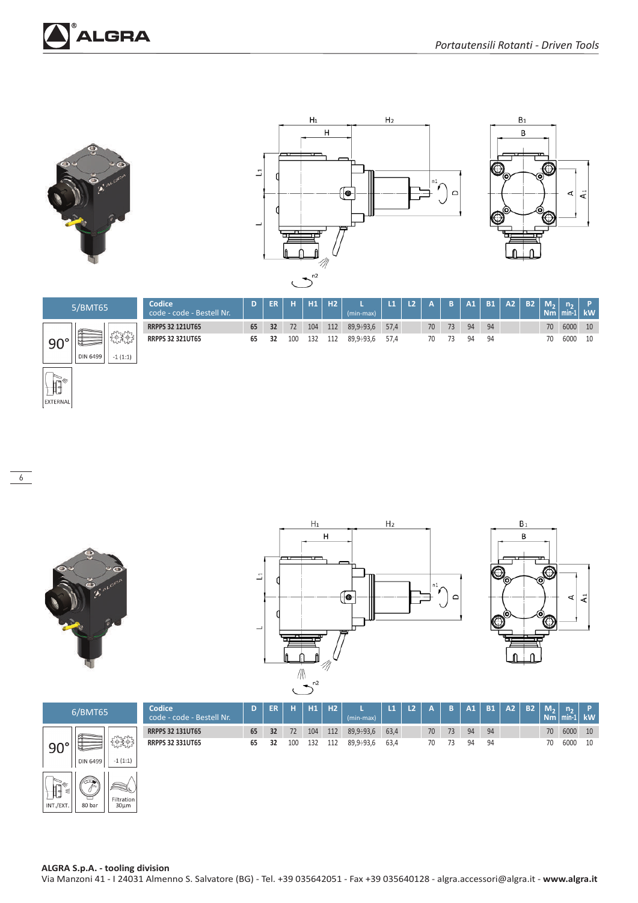## 5/BMT65

90° | DIN 6499 | -1 (1:1) | EXTERNAL

| Codice<br>code - code - Bestell Nr. | D | ER | H | H1 | H2 | L<br>(min-max) | L1 | L2 | A | B | A1 | B1 | A2 | B2 | $M_2$<br>Nm | $n_2$<br>min-1 | P<br>kW |
|---|---|---|---|---|---|---|---|---|---|---|---|---|---|---|---|---|---|
| **RRPPS 32 121UT65** | 65 | 32 | 72 | 104 | 112 | 89,9÷93,6 | 57,4 | | 70 | 73 | 94 | 94 | | | 70 | 6000 | 10 |
| **RRPPS 32 321UT65** | 65 | 32 | 100 | 132 | 112 | 89,9÷93,6 | 57,4 | | 70 | 73 | 94 | 94 | | | 70 | 6000 | 10 |

## 6/BMT65

90° | DIN 6499 | -1 (1:1) | INT./EXT. | 80 bar | Filtration 30µm

| Codice<br>code - code - Bestell Nr. | D | ER | H | H1 | H2 | L<br>(min-max) | L1 | L2 | A | B | A1 | B1 | A2 | B2 | $M_2$<br>Nm | $n_2$<br>min-1 | P<br>kW |
|---|---|---|---|---|---|---|---|---|---|---|---|---|---|---|---|---|---|
| **RRPPS 32 131UT65** | 65 | 32 | 72 | 104 | 112 | 89,9÷93,6 | 63,4 | | 70 | 73 | 94 | 94 | | | 70 | 6000 | 10 |
| **RRPPS 32 331UT65** | 65 | 32 | 100 | 132 | 112 | 89,9÷93,6 | 63,4 | | 70 | 73 | 94 | 94 | | | 70 | 6000 | 10 |

**ALGRA S.p.A. - tooling division**
Via Manzoni 41 - I 24031 Almenno S. Salvatore (BG) - Tel. +39 035642051 - Fax +39 035640128 - algra.accessori@algra.it - **www.algra.it**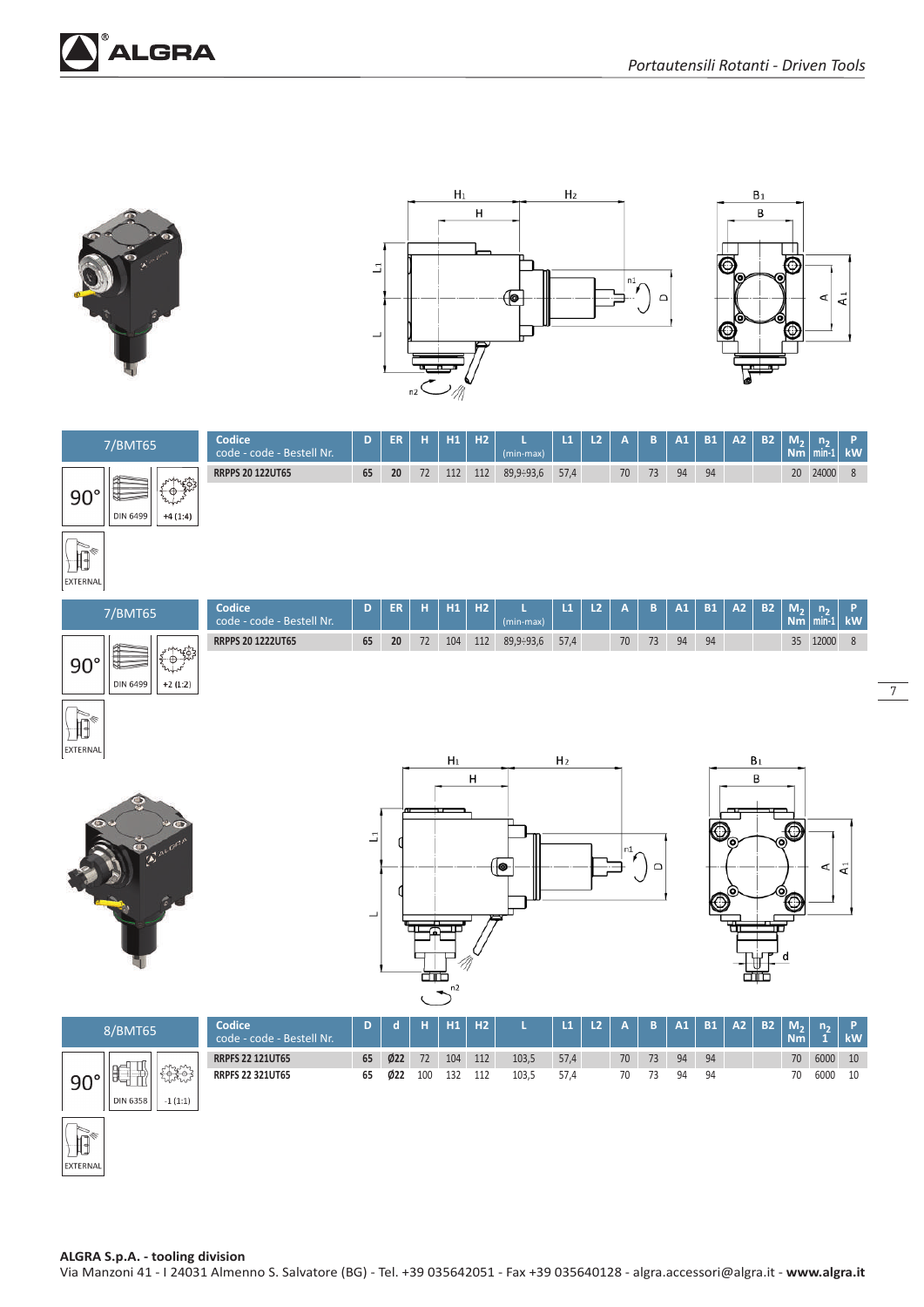## 7/BMT65

90° | DIN 6499 | +4 (1:4) | EXTERNAL

| Codice code - code - Bestell Nr. | D | ER | H | H1 | H2 | L (min-max) | L1 | L2 | A | B | A1 | B1 | A2 | B2 | $M_2$ Nm | $n_2$ min-1 | P kW |
|---|---|---|---|---|---|---|---|---|---|---|---|---|---|---|---|---|---|
| RRPPS 20 122UT65 | 65 | 20 | 72 | 112 | 112 | 89,9÷93,6 | 57,4 | | 70 | 73 | 94 | 94 | | | 20 | 24000 | 8 |

## 7/BMT65

90° | DIN 6499 | +2 (1:2) | EXTERNAL

| Codice code - code - Bestell Nr. | D | ER | H | H1 | H2 | L (min-max) | L1 | L2 | A | B | A1 | B1 | A2 | B2 | $M_2$ Nm | $n_2$ min-1 | P kW |
|---|---|---|---|---|---|---|---|---|---|---|---|---|---|---|---|---|---|
| RRPPS 20 1222UT65 | 65 | 20 | 72 | 104 | 112 | 89,9÷93,6 | 57,4 | | 70 | 73 | 94 | 94 | | | 35 | 12000 | 8 |

## 8/BMT65

90° | DIN 6358 | -1 (1:1) | EXTERNAL

| Codice code - code - Bestell Nr. | D | d | H | H1 | H2 | L | L1 | L2 | A | B | A1 | B1 | A2 | B2 | $M_2$ Nm | $n_2$ 1 | P kW |
|---|---|---|---|---|---|---|---|---|---|---|---|---|---|---|---|---|---|
| RRPFS 22 121UT65 | 65 | Ø22 | 72 | 104 | 112 | 103,5 | 57,4 | | 70 | 73 | 94 | 94 | | | 70 | 6000 | 10 |
| RRPFS 22 321UT65 | 65 | Ø22 | 100 | 132 | 112 | 103,5 | 57,4 | | 70 | 73 | 94 | 94 | | | 70 | 6000 | 10 |

**ALGRA S.p.A. - tooling division**
Via Manzoni 41 - I 24031 Almenno S. Salvatore (BG) - Tel. +39 035642051 - Fax +39 035640128 - algra.accessori@algra.it - **www.algra.it**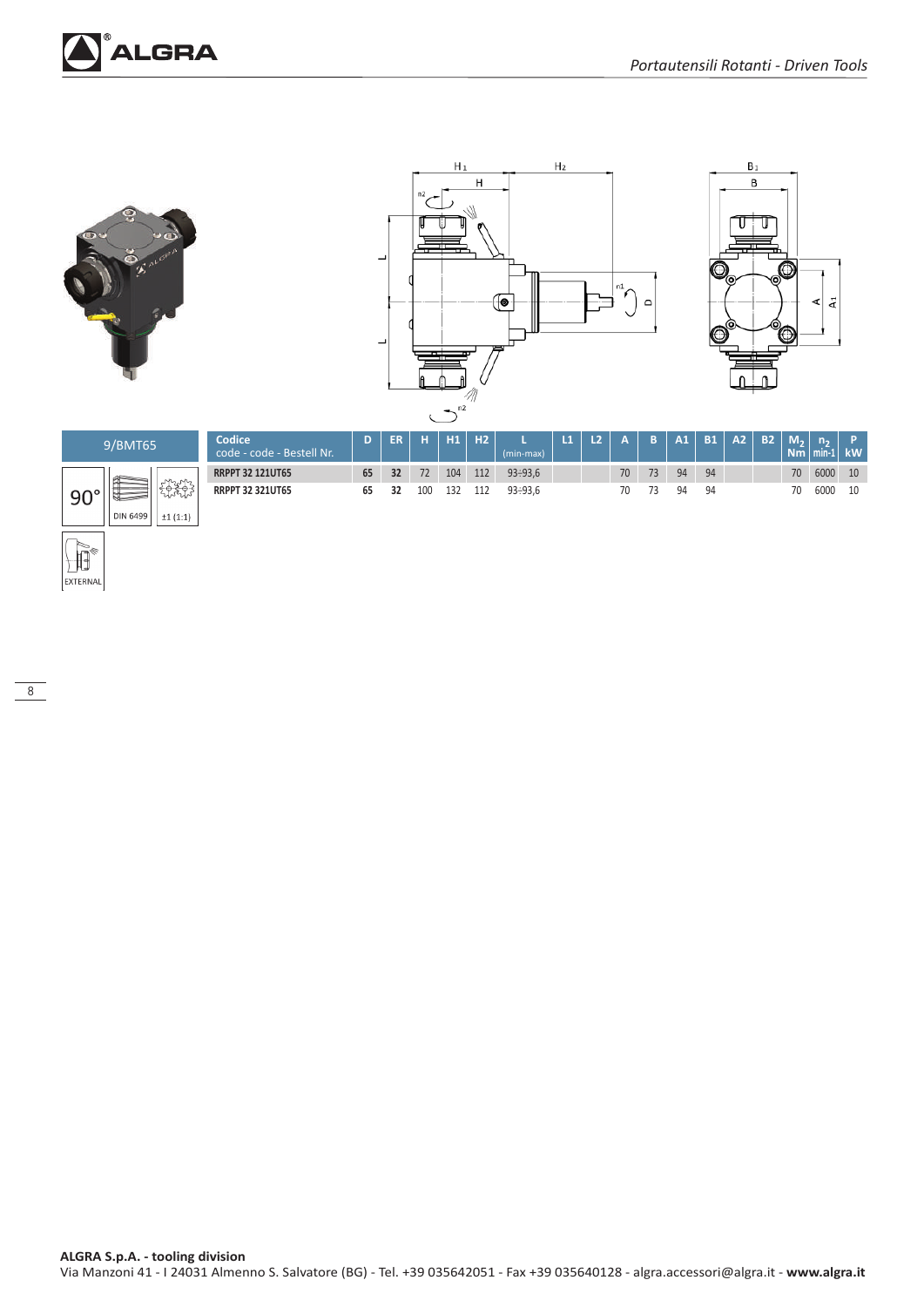## 9/BMT65

90° | DIN 6499 | ±1 (1:1)

EXTERNAL

| Codice code - code - Bestell Nr. | D | ER | H | H1 | H2 | L (min-max) | L1 | L2 | A | B | A1 | B1 | A2 | B2 | $M_2$ Nm | $n_2$ min-1 | P kW |
|---|---|---|---|---|---|---|---|---|---|---|---|---|---|---|---|---|---|
| **RRPPT 32 121UT65** | **65** | **32** | 72 | 104 | 112 | 93÷93,6 | | | 70 | 73 | 94 | 94 | | | 70 | 6000 | 10 |
| **RRPPT 32 321UT65** | **65** | **32** | 100 | 132 | 112 | 93÷93,6 | | | 70 | 73 | 94 | 94 | | | 70 | 6000 | 10 |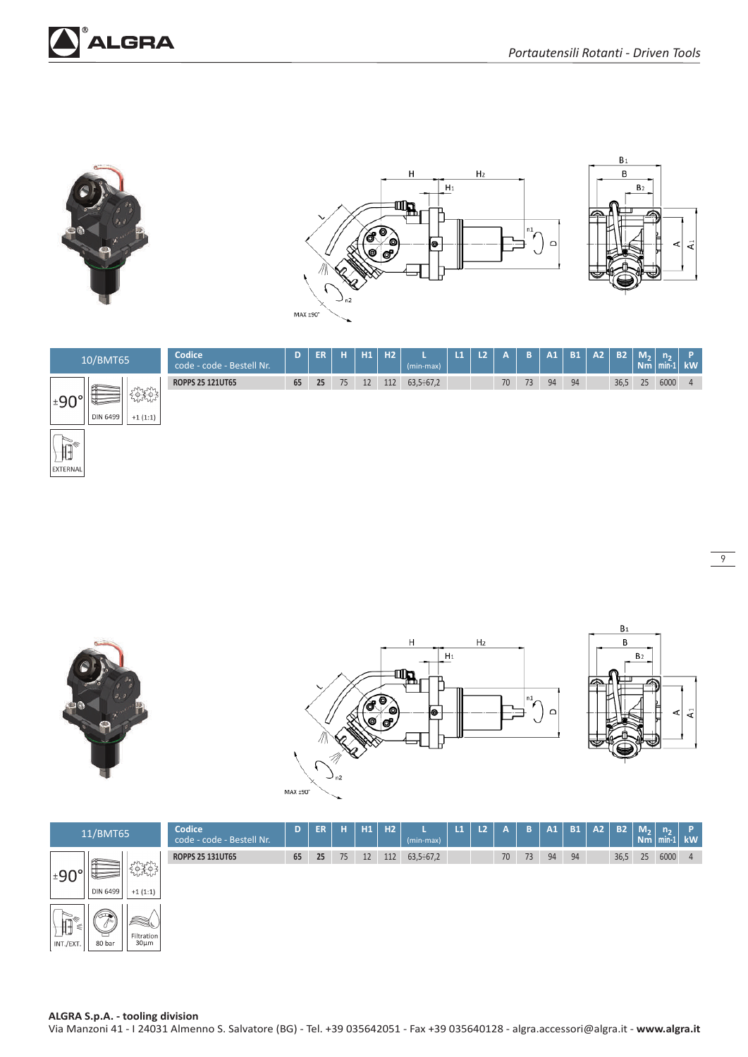## 10/BMT65

±90° | DIN 6499 | +1 (1:1) | EXTERNAL

| Codice code - code - Bestell Nr. | D | ER | H | H1 | H2 | L (min-max) | L1 | L2 | A | B | A1 | B1 | A2 | B2 | $M_2$ Nm | $n_2$ min-1 | P kW |
|---|---|---|---|---|---|---|---|---|---|---|---|---|---|---|---|---|---|
| **ROPPS 25 121UT65** | 65 | 25 | 75 | 12 | 112 | 63,5÷67,2 | | | 70 | 73 | 94 | 94 | | 36,5 | 25 | 6000 | 4 |

## 11/BMT65

±90° | DIN 6499 | +1 (1:1) | INT./EXT. | 80 bar | Filtration 30µm

| Codice code - code - Bestell Nr. | D | ER | H | H1 | H2 | L (min-max) | L1 | L2 | A | B | A1 | B1 | A2 | B2 | $M_2$ Nm | $n_2$ min-1 | P kW |
|---|---|---|---|---|---|---|---|---|---|---|---|---|---|---|---|---|---|
| **ROPPS 25 131UT65** | 65 | 25 | 75 | 12 | 112 | 63,5÷67,2 | | | 70 | 73 | 94 | 94 | | 36,5 | 25 | 6000 | 4 |

**ALGRA S.p.A. - tooling division**
Via Manzoni 41 - I 24031 Almenno S. Salvatore (BG) - Tel. +39 035642051 - Fax +39 035640128 - algra.accessori@algra.it - **www.algra.it**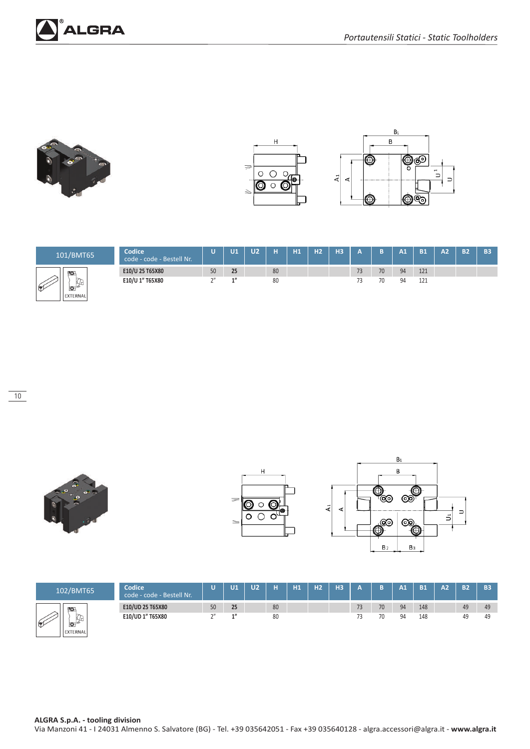## 101/BMT65

EXTERNAL

| Codice<br>code - code - Bestell Nr. | U | U1 | U2 | H | H1 | H2 | H3 | A | B | A1 | B1 | A2 | B2 | B3 |
|---|---|---|---|---|---|---|---|---|---|---|---|---|---|---|
| **E10/U 25 T65X80** | 50 | **25** | | 80 | | | | 73 | 70 | 94 | 121 | | | |
| **E10/U 1" T65X80** | 2" | **1"** | | 80 | | | | 73 | 70 | 94 | 121 | | | |

## 102/BMT65

EXTERNAL

| Codice<br>code - code - Bestell Nr. | U | U1 | U2 | H | H1 | H2 | H3 | A | B | A1 | B1 | A2 | B2 | B3 |
|---|---|---|---|---|---|---|---|---|---|---|---|---|---|---|
| **E10/UD 25 T65X80** | 50 | **25** | | 80 | | | | 73 | 70 | 94 | 148 | | 49 | 49 |
| **E10/UD 1" T65X80** | 2" | **1"** | | 80 | | | | 73 | 70 | 94 | 148 | | 49 | 49 |

**ALGRA S.p.A. - tooling division**
Via Manzoni 41 - I 24031 Almenno S. Salvatore (BG) - Tel. +39 035642051 - Fax +39 035640128 - algra.accessori@algra.it - **www.algra.it**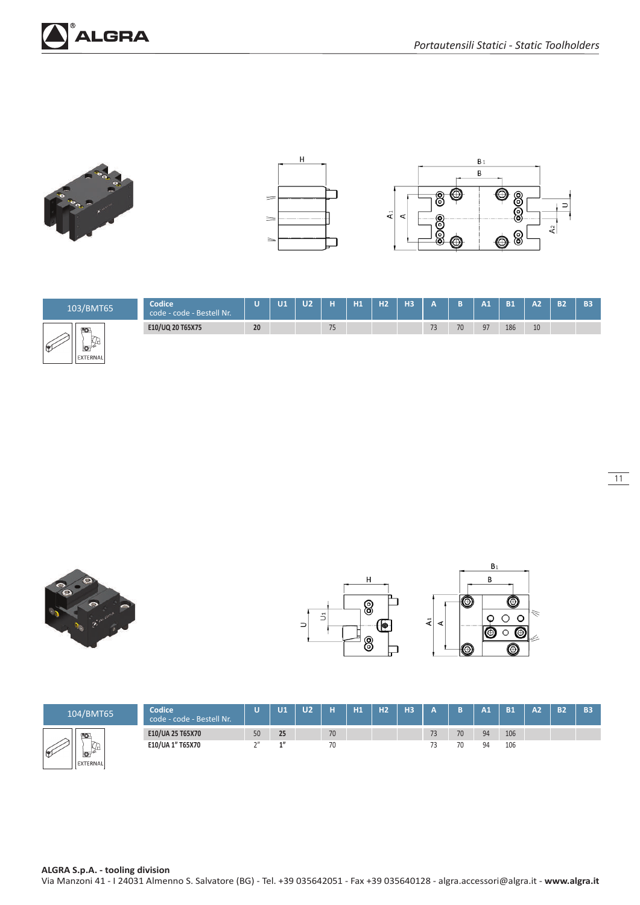## 103/BMT65

EXTERNAL

| Codice code - code - Bestell Nr. | U | U1 | U2 | H | H1 | H2 | H3 | A | B | A1 | B1 | A2 | B2 | B3 |
|---|---|---|---|---|---|---|---|---|---|---|---|---|---|---|
| E10/UQ 20 T65X75 | 20 | | | 75 | | | | 73 | 70 | 97 | 186 | 10 | | |

## 104/BMT65

EXTERNAL

| Codice code - code - Bestell Nr. | U | U1 | U2 | H | H1 | H2 | H3 | A | B | A1 | B1 | A2 | B2 | B3 |
|---|---|---|---|---|---|---|---|---|---|---|---|---|---|---|
| E10/UA 25 T65X70 | 50 | 25 | | 70 | | | | 73 | 70 | 94 | 106 | | | |
| E10/UA 1" T65X70 | 2" | 1" | | 70 | | | | 73 | 70 | 94 | 106 | | | |

**ALGRA S.p.A. - tooling division**
Via Manzoni 41 - I 24031 Almenno S. Salvatore (BG) - Tel. +39 035642051 - Fax +39 035640128 - algra.accessori@algra.it - **www.algra.it**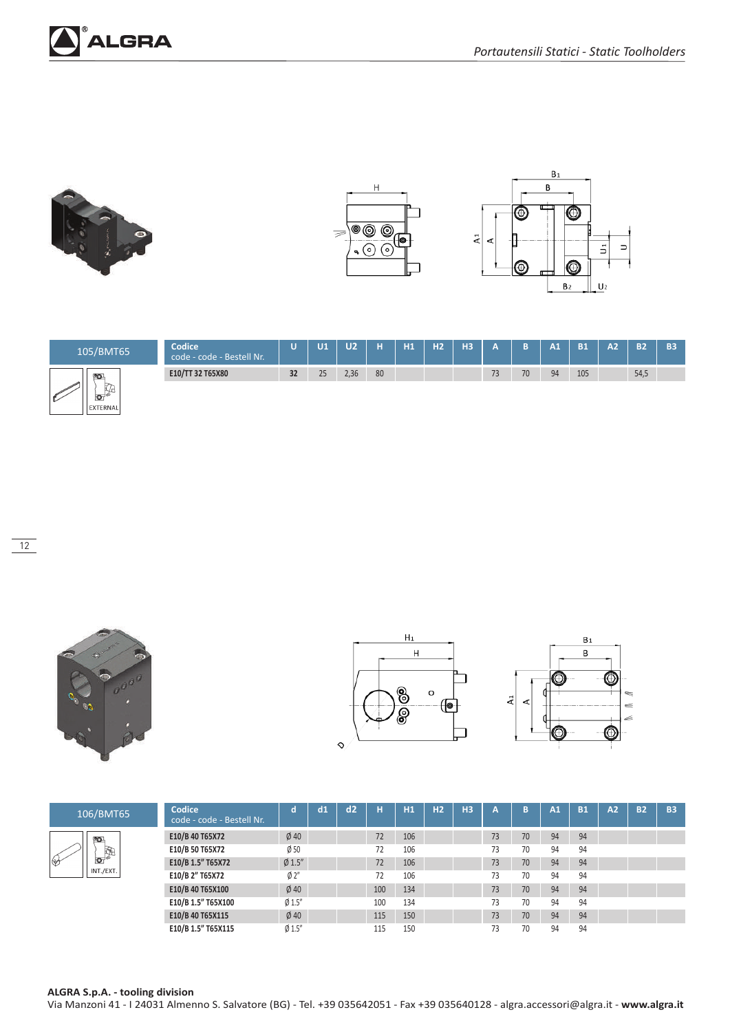## 105/BMT65

EXTERNAL

| Codice code - code - Bestell Nr. | U | U1 | U2 | H | H1 | H2 | H3 | A | B | A1 | B1 | A2 | B2 | B3 |
|---|---|---|---|---|---|---|---|---|---|---|---|---|---|---|
| E10/TT 32 T65X80 | 32 | 25 | 2,36 | 80 | | | | 73 | 70 | 94 | 105 | | 54,5 | |

## 106/BMT65

INT./EXT.

| Codice code - code - Bestell Nr. | d | d1 | d2 | H | H1 | H2 | H3 | A | B | A1 | B1 | A2 | B2 | B3 |
|---|---|---|---|---|---|---|---|---|---|---|---|---|---|---|
| E10/B 40 T65X72 | Ø 40 | | | 72 | 106 | | | 73 | 70 | 94 | 94 | | | |
| E10/B 50 T65X72 | Ø 50 | | | 72 | 106 | | | 73 | 70 | 94 | 94 | | | |
| E10/B 1.5" T65X72 | Ø 1.5" | | | 72 | 106 | | | 73 | 70 | 94 | 94 | | | |
| E10/B 2" T65X72 | Ø 2" | | | 72 | 106 | | | 73 | 70 | 94 | 94 | | | |
| E10/B 40 T65X100 | Ø 40 | | | 100 | 134 | | | 73 | 70 | 94 | 94 | | | |
| E10/B 1.5" T65X100 | Ø 1.5" | | | 100 | 134 | | | 73 | 70 | 94 | 94 | | | |
| E10/B 40 T65X115 | Ø 40 | | | 115 | 150 | | | 73 | 70 | 94 | 94 | | | |
| E10/B 1.5" T65X115 | Ø 1.5" | | | 115 | 150 | | | 73 | 70 | 94 | 94 | | | |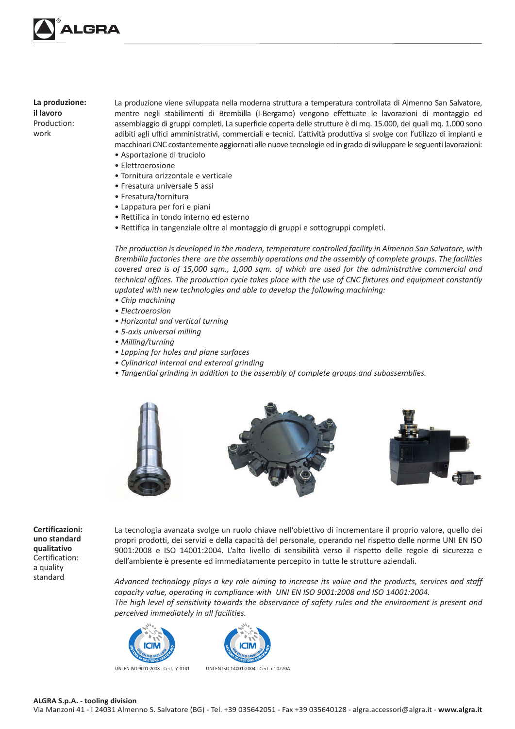**La produzione: il lavoro**
Production: work

La produzione viene sviluppata nella moderna struttura a temperatura controllata di Almenno San Salvatore, mentre negli stabilimenti di Brembilla (I-Bergamo) vengono effettuate le lavorazioni di montaggio ed assemblaggio di gruppi completi. La superficie coperta delle strutture è di mq. 15.000, dei quali mq. 1.000 sono adibiti agli uffici amministrativi, commerciali e tecnici. L'attività produttiva si svolge con l'utilizzo di impianti e macchinari CNC costantemente aggiornati alle nuove tecnologie ed in grado di sviluppare le seguenti lavorazioni:

- Asportazione di truciolo
- Elettroerosione
- Tornitura orizzontale e verticale
- Fresatura universale 5 assi
- Fresatura/tornitura
- Lappatura per fori e piani
- Rettifica in tondo interno ed esterno
- Rettifica in tangenziale oltre al montaggio di gruppi e sottogruppi completi.

*The production is developed in the modern, temperature controlled facility in Almenno San Salvatore, with Brembilla factories there are the assembly operations and the assembly of complete groups. The facilities covered area is of 15,000 sqm., 1,000 sqm. of which are used for the administrative commercial and technical offices. The production cycle takes place with the use of CNC fixtures and equipment constantly updated with new technologies and able to develop the following machining:*

- *Chip machining*
- *Electroerosion*
- *Horizontal and vertical turning*
- *5-axis universal milling*
- *Milling/turning*
- *Lapping for holes and plane surfaces*
- *Cylindrical internal and external grinding*
- *Tangential grinding in addition to the assembly of complete groups and subassemblies.*

**Certificazioni: uno standard qualitativo**
Certification: a quality standard

La tecnologia avanzata svolge un ruolo chiave nell'obiettivo di incrementare il proprio valore, quello dei propri prodotti, dei servizi e della capacità del personale, operando nel rispetto delle norme UNI EN ISO 9001:2008 e ISO 14001:2004. L'alto livello di sensibilità verso il rispetto delle regole di sicurezza e dell'ambiente è presente ed immediatamente percepito in tutte le strutture aziendali.

*Advanced technology plays a key role aiming to increase its value and the products, services and staff capacity value, operating in compliance with UNI EN ISO 9001:2008 and ISO 14001:2004.*
*The high level of sensitivity towards the observance of safety rules and the environment is present and perceived immediately in all facilities.*

UNI EN ISO 9001:2008 - Cert. n° 0141

UNI EN ISO 14001:2004 - Cert. n° 0270A

**ALGRA S.p.A. - tooling division**
Via Manzoni 41 - I 24031 Almenno S. Salvatore (BG) - Tel. +39 035642051 - Fax +39 035640128 - algra.accessori@algra.it - **www.algra.it**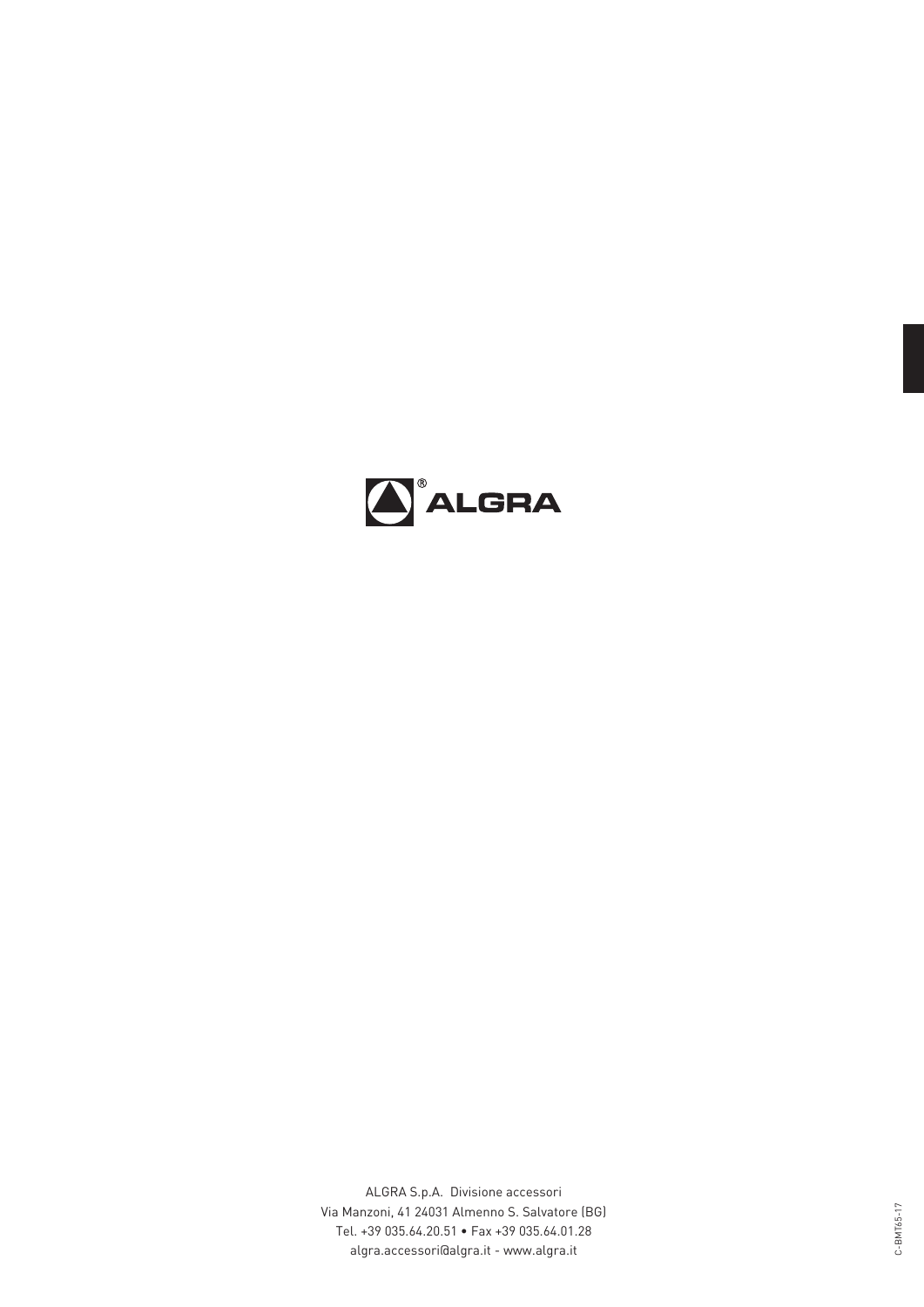ALGRA

ALGRA S.p.A. Divisione accessori
Via Manzoni, 41 24031 Almenno S. Salvatore (BG)
Tel. +39 035.64.20.51 • Fax +39 035.64.01.28
algra.accessori@algra.it - www.algra.it

C-BMT65-17